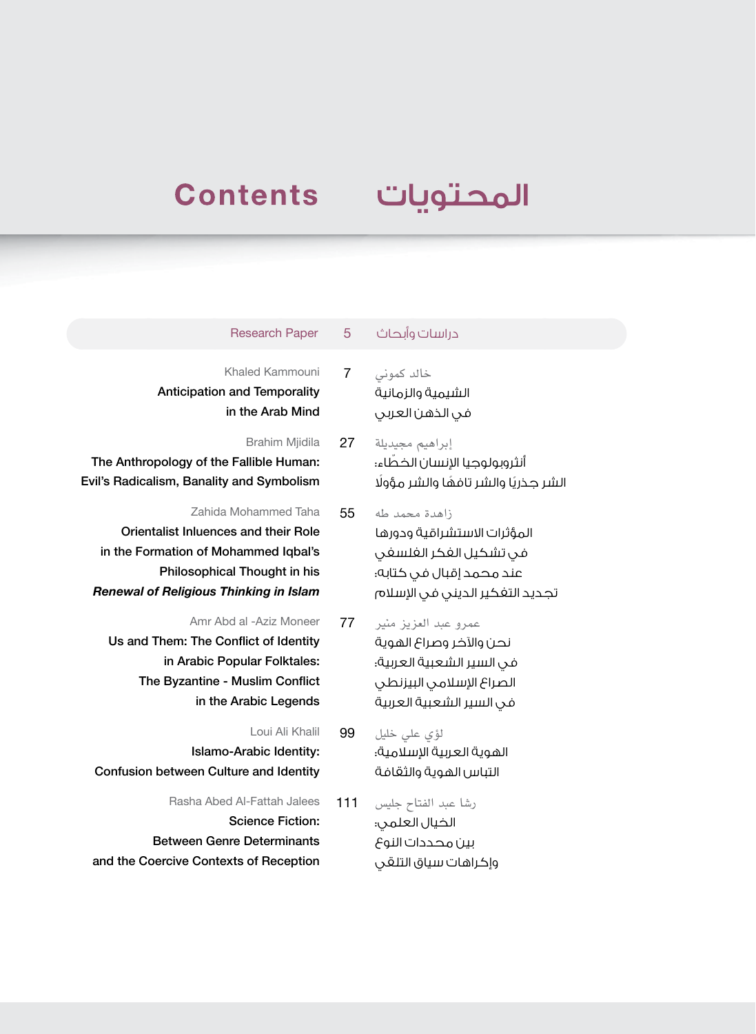# Contents المحتويات

| Research Paper | 5 | دراسات وأبحاث |
|---|---|---|
| Khaled Kammouni<br>**Anticipation and Temporality in the Arab Mind** | 7 | خالد كموني<br>الشيمية والزمانية في الذهن العربي |
| Brahim Mjidila<br>**The Anthropology of the Fallible Human: Evil's Radicalism, Banality and Symbolism** | 27 | إبراهيم مجيدلة<br>أنثروبولوجيا الإنسان الخطّاء: الشر جذريًا والشر تافهًا والشر مؤولًا |
| Zahida Mohammed Taha<br>**Orientalist Inluences and their Role in the Formation of Mohammed Iqbal's Philosophical Thought in his *Renewal of Religious Thinking in Islam*** | 55 | زاهدة محمد طه<br>المؤثرات الاستشراقية ودورها في تشكيل الفكر الفلسفي عند محمد إقبال في كتابه: تجديد التفكير الديني في الإسلام |
| Amr Abd al -Aziz Moneer<br>**Us and Them: The Conflict of Identity in Arabic Popular Folktales: The Byzantine - Muslim Conflict in the Arabic Legends** | 77 | عمرو عبد العزيز منير<br>نحن والآخر وصراع الهوية في السير الشعبية العربية: الصراع الإسلامي البيزنطي في السير الشعبية العربية |
| Loui Ali Khalil<br>**Islamo-Arabic Identity: Confusion between Culture and Identity** | 99 | لؤي علي خليل<br>الهوية العربية الإسلامية: التباس الهوية والثقافة |
| Rasha Abed Al-Fattah Jalees<br>**Science Fiction: Between Genre Determinants and the Coercive Contexts of Reception** | 111 | رشا عبد الفتاح جليس<br>الخيال العلمي: بين محددات النوع وإكراهات سياق التلقي |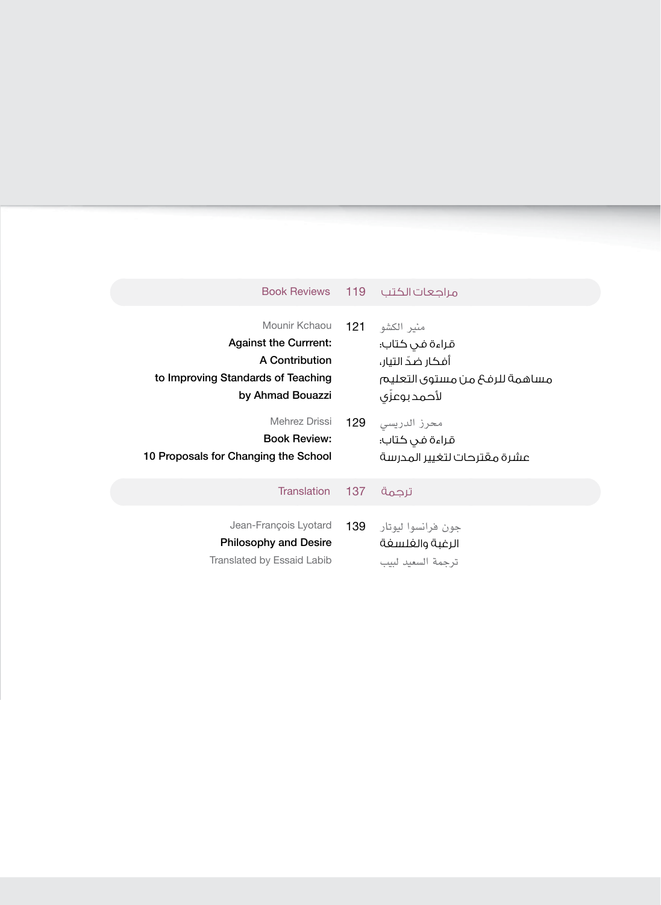| | | |
|---|---|---|
| **Book Reviews** | 119 | **مراجعات الكتب** |
| Mounir Kchaou<br>**Against the Currrent:<br>A Contribution<br>to Improving Standards of Teaching<br>by Ahmad Bouazzi** | 121 | منير الكشو<br>**قراءة في كتاب:<br>أفكار ضدّ التيار،<br>مساهمة للرفع من مستوى التعليم<br>لأحمد بوعزّي** |
| Mehrez Drissi<br>**Book Review:<br>10 Proposals for Changing the School** | 129 | محرز الدريسي<br>**قراءة في كتاب:<br>عشرة مقترحات لتغيير المدرسة** |
| **Translation** | 137 | **ترجمة** |
| Jean-François Lyotard<br>**Philosophy and Desire**<br>Translated by Essaid Labib | 139 | جون فرانسوا ليوتار<br>**الرغبة والفلسفة**<br>ترجمة السعيد لبيب |